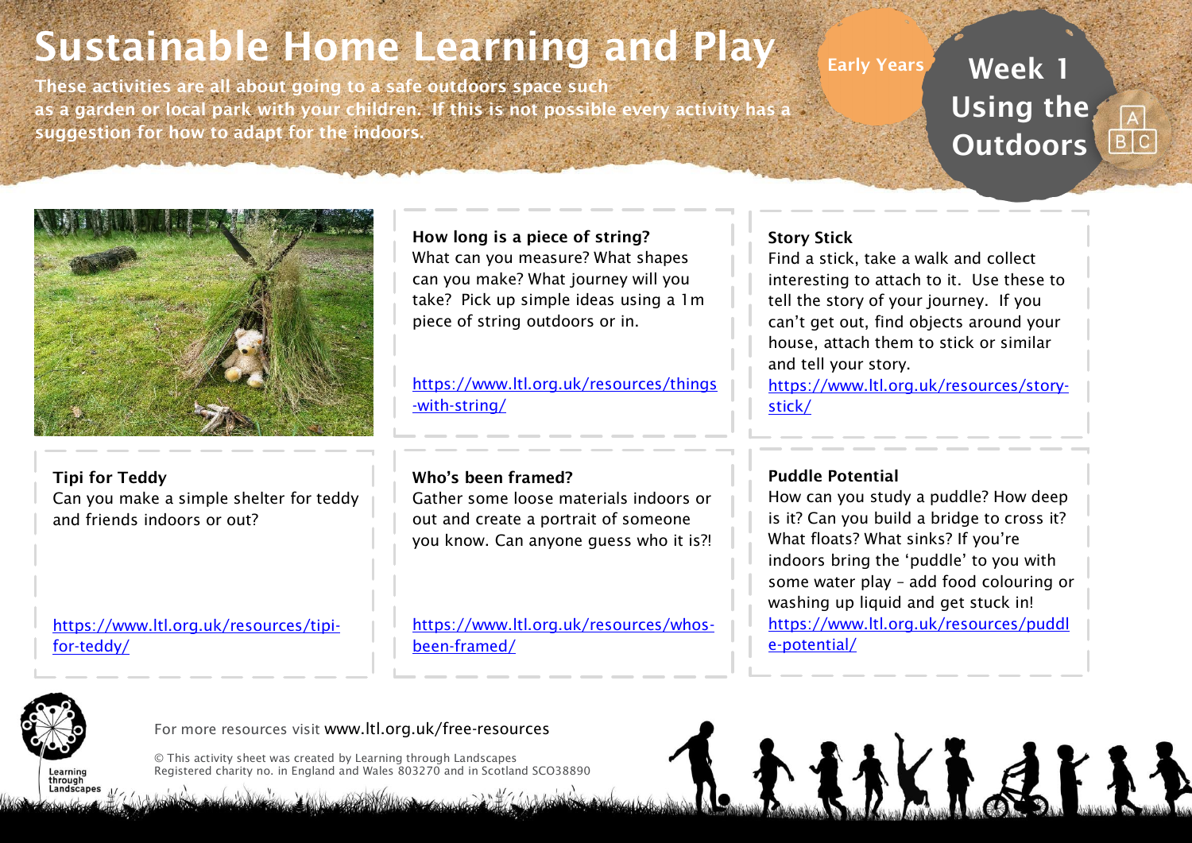# Sustainable Home Learning and Play

These activities are all about going to a safe outdoors space such as a garden or local park with your children. If this is not possible every activity has a suggestion for how to adapt for the indoors.

Early Years

## Week 1 Using the Outdoors

### How long is a piece of string?

What can you measure? What shapes can you make? What journey will you take? Pick up simple ideas using a 1m piece of string outdoors or in.

https://www.ltl.org.uk/resources/things-with-string/

### Story Stick

Find a stick, take a walk and collect interesting to attach to it. Use these to tell the story of your journey. If you can't get out, find objects around your house, attach them to stick or similar and tell your story.

https://www.ltl.org.uk/resources/story-stick/

### Tipi for Teddy

Can you make a simple shelter for teddy and friends indoors or out?

https://www.ltl.org.uk/resources/tipi-for-teddy/

### Who's been framed?

Gather some loose materials indoors or out and create a portrait of someone you know. Can anyone guess who it is?!

https://www.ltl.org.uk/resources/whos-been-framed/

### Puddle Potential

How can you study a puddle? How deep is it? Can you build a bridge to cross it? What floats? What sinks? If you're indoors bring the 'puddle' to you with some water play – add food colouring or washing up liquid and get stuck in!

https://www.ltl.org.uk/resources/puddle-potential/

For more resources visit www.ltl.org.uk/free-resources

© This activity sheet was created by Learning through Landscapes
Registered charity no. in England and Wales 803270 and in Scotland SCO38890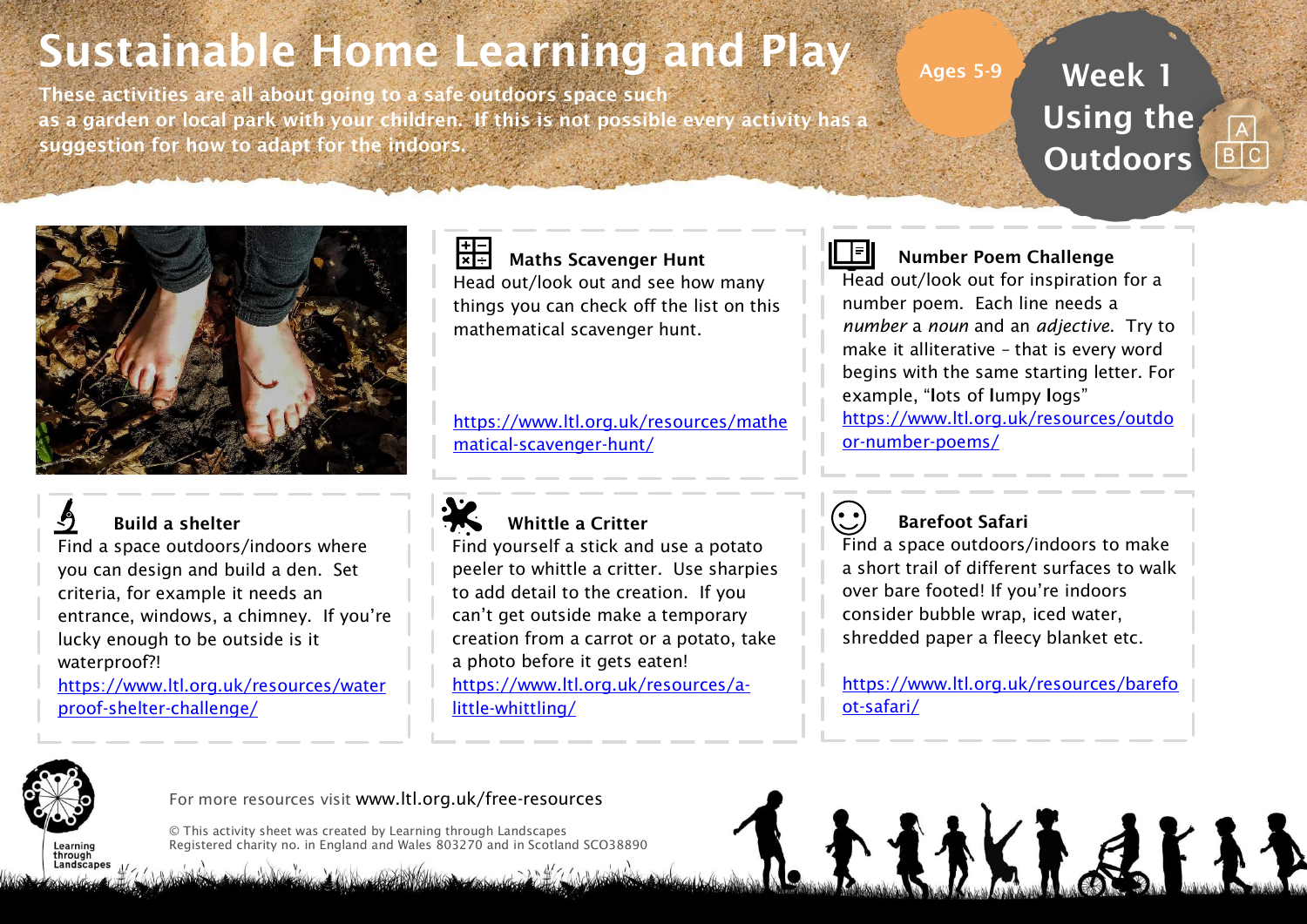# Sustainable Home Learning and Play

These activities are all about going to a safe outdoors space such as a garden or local park with your children. If this is not possible every activity has a suggestion for how to adapt for the indoors.

Ages 5-9

## Week 1 Using the Outdoors

### Maths Scavenger Hunt

Head out/look out and see how many things you can check off the list on this mathematical scavenger hunt.

https://www.ltl.org.uk/resources/mathematical-scavenger-hunt/

### Number Poem Challenge

Head out/look out for inspiration for a number poem. Each line needs a *number* a *noun* and an *adjective*. Try to make it alliterative – that is every word begins with the same starting letter. For example, "**l**ots of **l**umpy **l**ogs"

https://www.ltl.org.uk/resources/outdoor-number-poems/

### Build a shelter

Find a space outdoors/indoors where you can design and build a den. Set criteria, for example it needs an entrance, windows, a chimney. If you're lucky enough to be outside is it waterproof?!

https://www.ltl.org.uk/resources/waterproof-shelter-challenge/

### Whittle a Critter

Find yourself a stick and use a potato peeler to whittle a critter. Use sharpies to add detail to the creation. If you can't get outside make a temporary creation from a carrot or a potato, take a photo before it gets eaten!

https://www.ltl.org.uk/resources/a-little-whittling/

### Barefoot Safari

Find a space outdoors/indoors to make a short trail of different surfaces to walk over bare footed! If you're indoors consider bubble wrap, iced water, shredded paper a fleecy blanket etc.

https://www.ltl.org.uk/resources/barefoot-safari/

For more resources visit www.ltl.org.uk/free-resources

© This activity sheet was created by Learning through Landscapes
Registered charity no. in England and Wales 803270 and in Scotland SCO38890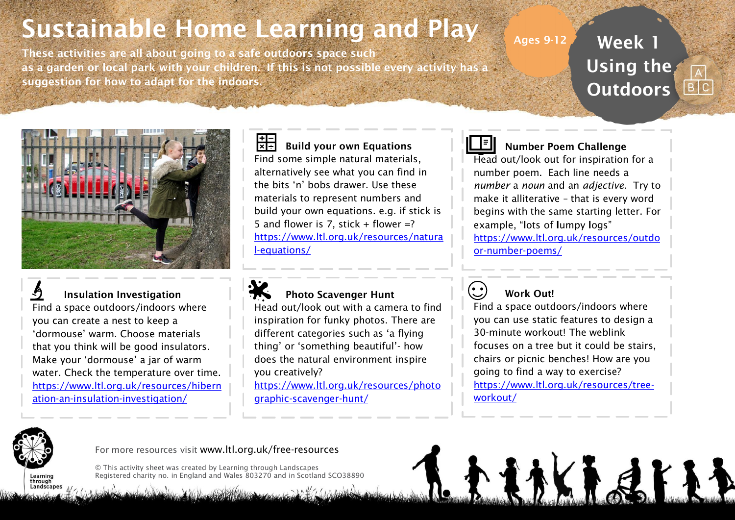# Sustainable Home Learning and Play

These activities are all about going to a safe outdoors space such as a garden or local park with your children. If this is not possible every activity has a suggestion for how to adapt for the indoors.

Ages 9-12

## Week 1 Using the Outdoors

### Build your own Equations

Find some simple natural materials, alternatively see what you can find in the bits 'n' bobs drawer. Use these materials to represent numbers and build your own equations. e.g. if stick is 5 and flower is 7, stick + flower =?
https://www.ltl.org.uk/resources/natural-equations/

### Number Poem Challenge

Head out/look out for inspiration for a number poem. Each line needs a *number* a *noun* and an *adjective*. Try to make it alliterative – that is every word begins with the same starting letter. For example, "**l**ots of **l**umpy **l**ogs"
https://www.ltl.org.uk/resources/outdoor-number-poems/

### Insulation Investigation

Find a space outdoors/indoors where you can create a nest to keep a 'dormouse' warm. Choose materials that you think will be good insulators. Make your 'dormouse' a jar of warm water. Check the temperature over time.
https://www.ltl.org.uk/resources/hibernation-an-insulation-investigation/

### Photo Scavenger Hunt

Head out/look out with a camera to find inspiration for funky photos. There are different categories such as 'a flying thing' or 'something beautiful'- how does the natural environment inspire you creatively?
https://www.ltl.org.uk/resources/photographic-scavenger-hunt/

### Work Out!

Find a space outdoors/indoors where you can use static features to design a 30-minute workout! The weblink focuses on a tree but it could be stairs, chairs or picnic benches! How are you going to find a way to exercise?
https://www.ltl.org.uk/resources/tree-workout/

For more resources visit www.ltl.org.uk/free-resources

© This activity sheet was created by Learning through Landscapes
Registered charity no. in England and Wales 803270 and in Scotland SCO38890